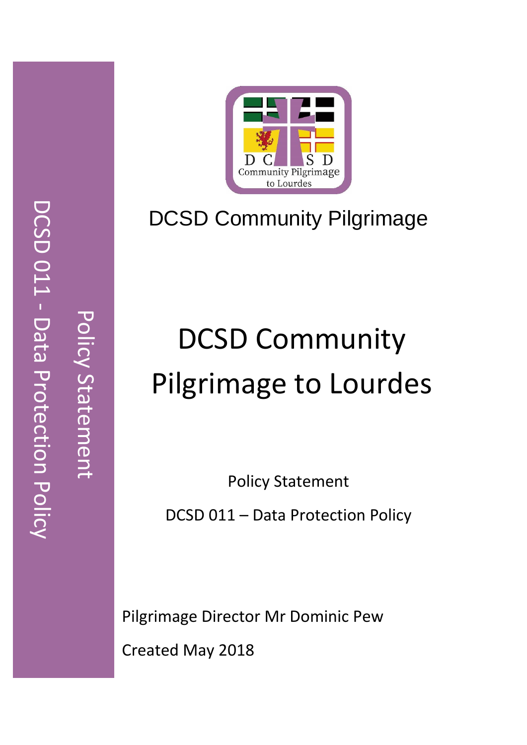DCSD Community Pilgrimage

# DCSD Community Pilgrimage to Lourdes

Policy Statement

DCSD 011 – Data Protection Policy

Pilgrimage Director Mr Dominic Pew

Created May 2018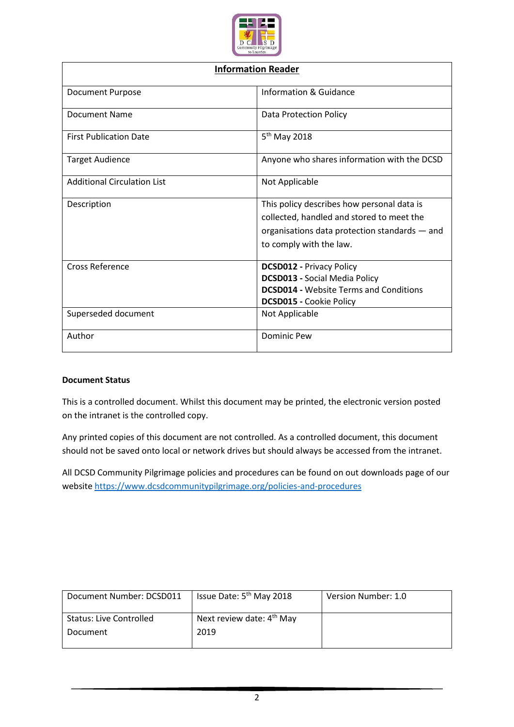| **Information Reader** | |
|---|---|
| Document Purpose | Information & Guidance |
| Document Name | Data Protection Policy |
| First Publication Date | 5th May 2018 |
| Target Audience | Anyone who shares information with the DCSD |
| Additional Circulation List | Not Applicable |
| Description | This policy describes how personal data is collected, handled and stored to meet the organisations data protection standards — and to comply with the law. |
| Cross Reference | **DCSD012 -** Privacy Policy<br>**DCSD013 -** Social Media Policy<br>**DCSD014 -** Website Terms and Conditions<br>**DCSD015 -** Cookie Policy |
| Superseded document | Not Applicable |
| Author | Dominic Pew |

**Document Status**

This is a controlled document. Whilst this document may be printed, the electronic version posted on the intranet is the controlled copy.

Any printed copies of this document are not controlled. As a controlled document, this document should not be saved onto local or network drives but should always be accessed from the intranet.

All DCSD Community Pilgrimage policies and procedures can be found on out downloads page of our website https://www.dcsdcommunitypilgrimage.org/policies-and-procedures

| Document Number: DCSD011 | Issue Date: 5th May 2018 | Version Number: 1.0 |
|---|---|---|
| Status: Live Controlled Document | Next review date: 4th May 2019 | |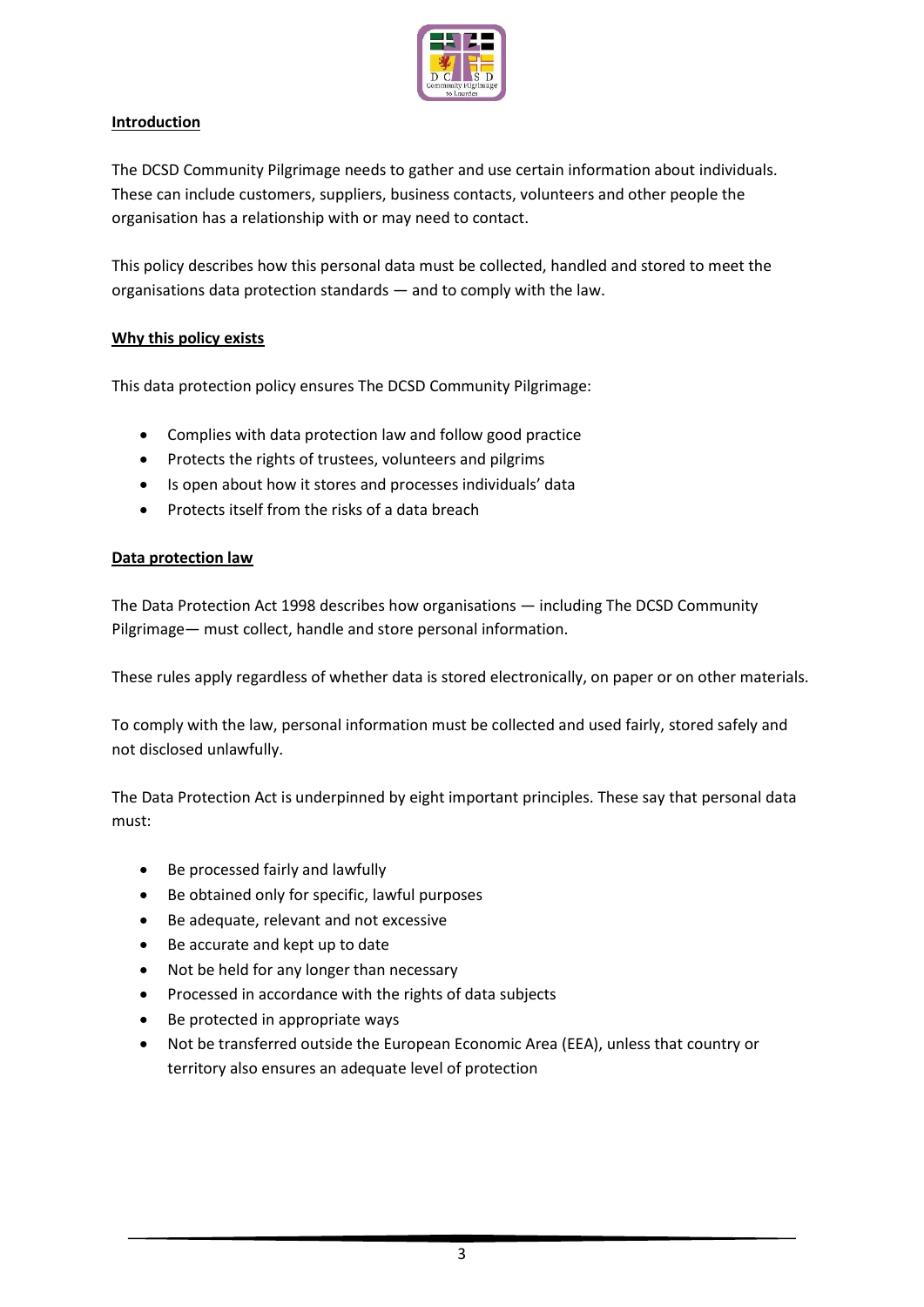## Introduction

The DCSD Community Pilgrimage needs to gather and use certain information about individuals. These can include customers, suppliers, business contacts, volunteers and other people the organisation has a relationship with or may need to contact.

This policy describes how this personal data must be collected, handled and stored to meet the organisations data protection standards — and to comply with the law.

## Why this policy exists

This data protection policy ensures The DCSD Community Pilgrimage:

- Complies with data protection law and follow good practice
- Protects the rights of trustees, volunteers and pilgrims
- Is open about how it stores and processes individuals' data
- Protects itself from the risks of a data breach

## Data protection law

The Data Protection Act 1998 describes how organisations — including The DCSD Community Pilgrimage— must collect, handle and store personal information.

These rules apply regardless of whether data is stored electronically, on paper or on other materials.

To comply with the law, personal information must be collected and used fairly, stored safely and not disclosed unlawfully.

The Data Protection Act is underpinned by eight important principles. These say that personal data must:

- Be processed fairly and lawfully
- Be obtained only for specific, lawful purposes
- Be adequate, relevant and not excessive
- Be accurate and kept up to date
- Not be held for any longer than necessary
- Processed in accordance with the rights of data subjects
- Be protected in appropriate ways
- Not be transferred outside the European Economic Area (EEA), unless that country or territory also ensures an adequate level of protection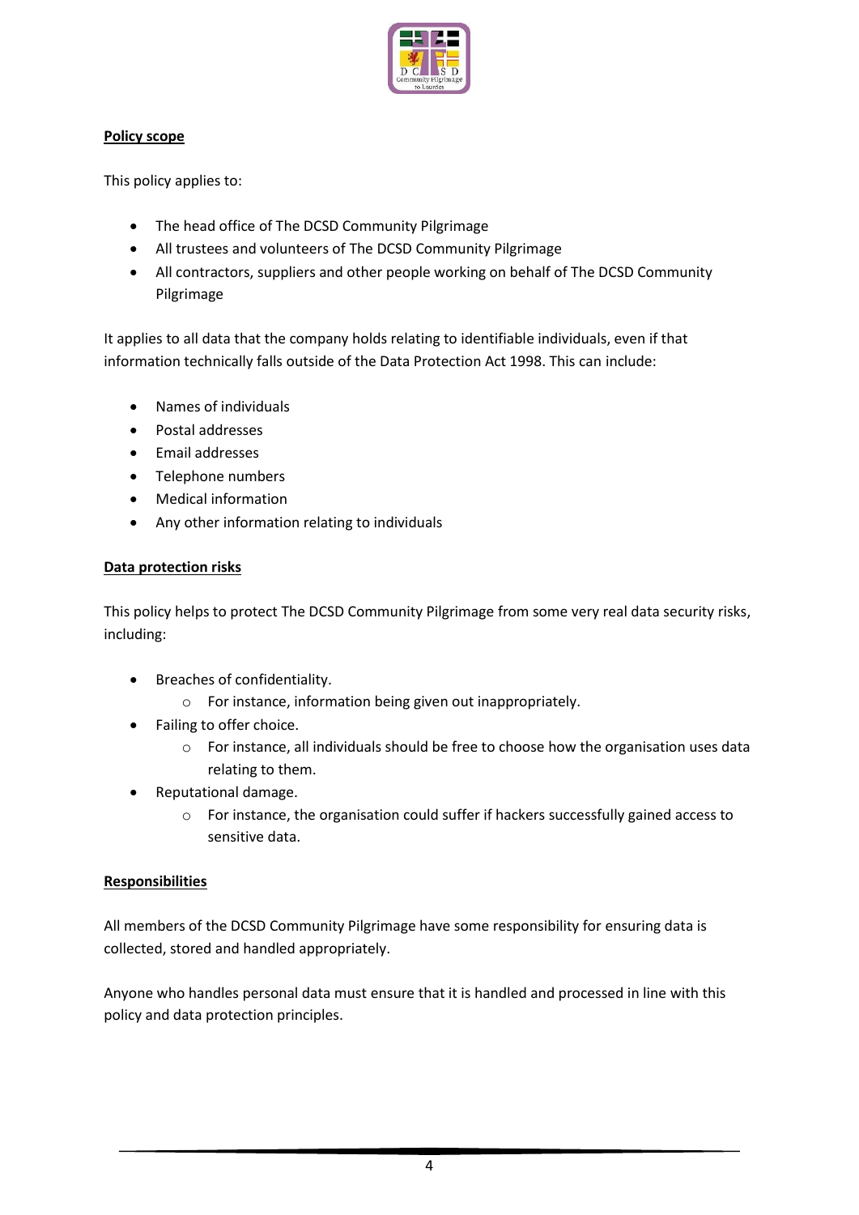**Policy scope**

This policy applies to:

- The head office of The DCSD Community Pilgrimage
- All trustees and volunteers of The DCSD Community Pilgrimage
- All contractors, suppliers and other people working on behalf of The DCSD Community Pilgrimage

It applies to all data that the company holds relating to identifiable individuals, even if that information technically falls outside of the Data Protection Act 1998. This can include:

- Names of individuals
- Postal addresses
- Email addresses
- Telephone numbers
- Medical information
- Any other information relating to individuals

**Data protection risks**

This policy helps to protect The DCSD Community Pilgrimage from some very real data security risks, including:

- Breaches of confidentiality.
  - For instance, information being given out inappropriately.
- Failing to offer choice.
  - For instance, all individuals should be free to choose how the organisation uses data relating to them.
- Reputational damage.
  - For instance, the organisation could suffer if hackers successfully gained access to sensitive data.

**Responsibilities**

All members of the DCSD Community Pilgrimage have some responsibility for ensuring data is collected, stored and handled appropriately.

Anyone who handles personal data must ensure that it is handled and processed in line with this policy and data protection principles.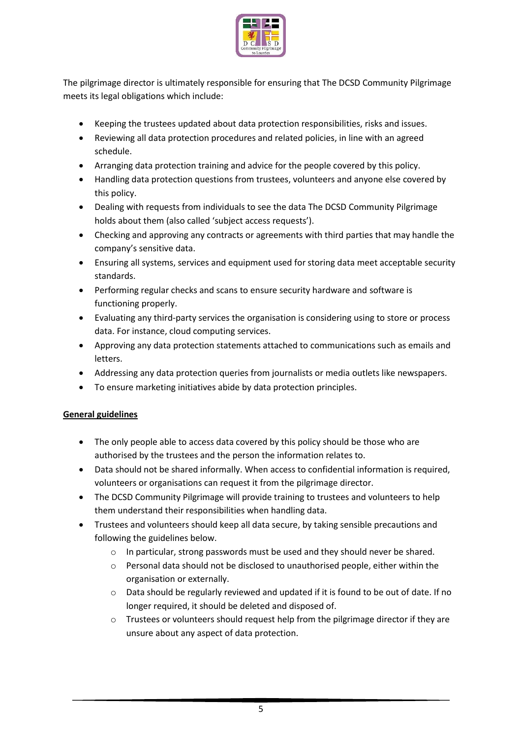The pilgrimage director is ultimately responsible for ensuring that The DCSD Community Pilgrimage meets its legal obligations which include:

- Keeping the trustees updated about data protection responsibilities, risks and issues.
- Reviewing all data protection procedures and related policies, in line with an agreed schedule.
- Arranging data protection training and advice for the people covered by this policy.
- Handling data protection questions from trustees, volunteers and anyone else covered by this policy.
- Dealing with requests from individuals to see the data The DCSD Community Pilgrimage holds about them (also called 'subject access requests').
- Checking and approving any contracts or agreements with third parties that may handle the company's sensitive data.
- Ensuring all systems, services and equipment used for storing data meet acceptable security standards.
- Performing regular checks and scans to ensure security hardware and software is functioning properly.
- Evaluating any third-party services the organisation is considering using to store or process data. For instance, cloud computing services.
- Approving any data protection statements attached to communications such as emails and letters.
- Addressing any data protection queries from journalists or media outlets like newspapers.
- To ensure marketing initiatives abide by data protection principles.

**General guidelines**

- The only people able to access data covered by this policy should be those who are authorised by the trustees and the person the information relates to.
- Data should not be shared informally. When access to confidential information is required, volunteers or organisations can request it from the pilgrimage director.
- The DCSD Community Pilgrimage will provide training to trustees and volunteers to help them understand their responsibilities when handling data.
- Trustees and volunteers should keep all data secure, by taking sensible precautions and following the guidelines below.
  - In particular, strong passwords must be used and they should never be shared.
  - Personal data should not be disclosed to unauthorised people, either within the organisation or externally.
  - Data should be regularly reviewed and updated if it is found to be out of date. If no longer required, it should be deleted and disposed of.
  - Trustees or volunteers should request help from the pilgrimage director if they are unsure about any aspect of data protection.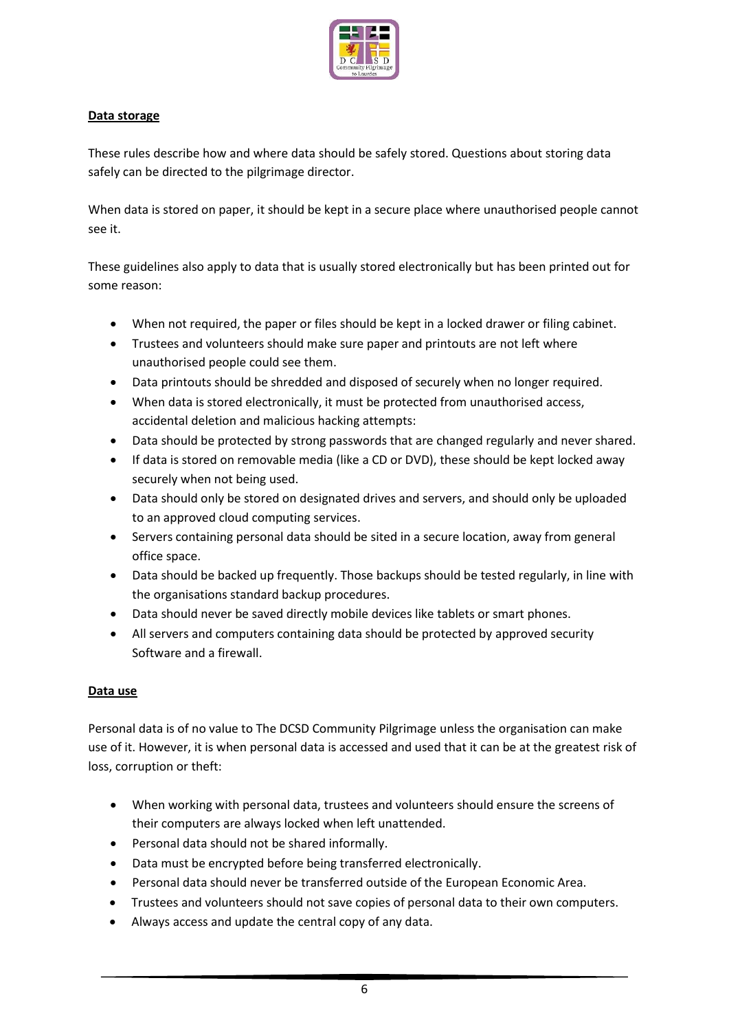**Data storage**

These rules describe how and where data should be safely stored. Questions about storing data safely can be directed to the pilgrimage director.

When data is stored on paper, it should be kept in a secure place where unauthorised people cannot see it.

These guidelines also apply to data that is usually stored electronically but has been printed out for some reason:

- When not required, the paper or files should be kept in a locked drawer or filing cabinet.
- Trustees and volunteers should make sure paper and printouts are not left where unauthorised people could see them.
- Data printouts should be shredded and disposed of securely when no longer required.
- When data is stored electronically, it must be protected from unauthorised access, accidental deletion and malicious hacking attempts:
- Data should be protected by strong passwords that are changed regularly and never shared.
- If data is stored on removable media (like a CD or DVD), these should be kept locked away securely when not being used.
- Data should only be stored on designated drives and servers, and should only be uploaded to an approved cloud computing services.
- Servers containing personal data should be sited in a secure location, away from general office space.
- Data should be backed up frequently. Those backups should be tested regularly, in line with the organisations standard backup procedures.
- Data should never be saved directly mobile devices like tablets or smart phones.
- All servers and computers containing data should be protected by approved security Software and a firewall.

**Data use**

Personal data is of no value to The DCSD Community Pilgrimage unless the organisation can make use of it. However, it is when personal data is accessed and used that it can be at the greatest risk of loss, corruption or theft:

- When working with personal data, trustees and volunteers should ensure the screens of their computers are always locked when left unattended.
- Personal data should not be shared informally.
- Data must be encrypted before being transferred electronically.
- Personal data should never be transferred outside of the European Economic Area.
- Trustees and volunteers should not save copies of personal data to their own computers.
- Always access and update the central copy of any data.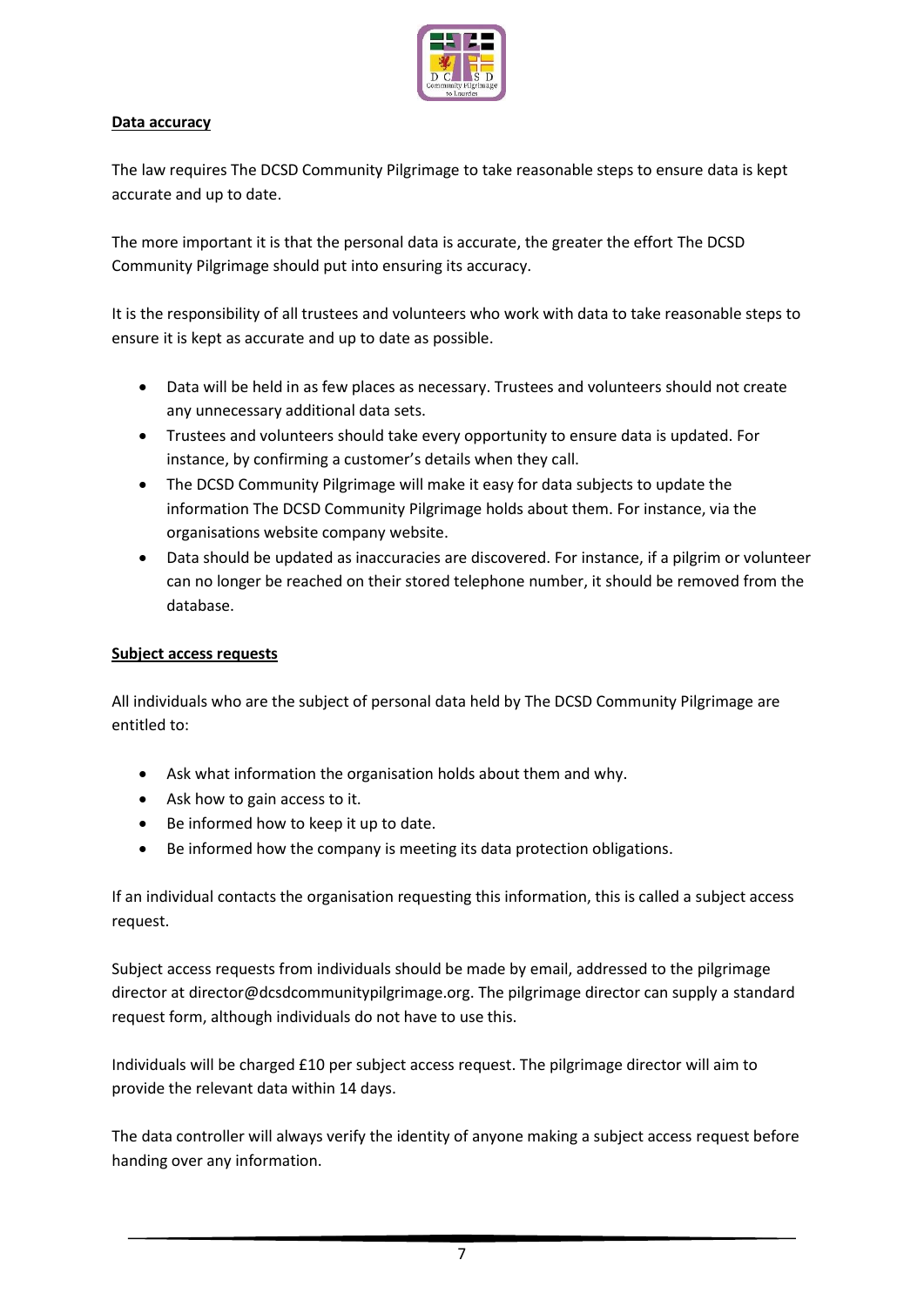**Data accuracy**

The law requires The DCSD Community Pilgrimage to take reasonable steps to ensure data is kept accurate and up to date.

The more important it is that the personal data is accurate, the greater the effort The DCSD Community Pilgrimage should put into ensuring its accuracy.

It is the responsibility of all trustees and volunteers who work with data to take reasonable steps to ensure it is kept as accurate and up to date as possible.

- Data will be held in as few places as necessary. Trustees and volunteers should not create any unnecessary additional data sets.
- Trustees and volunteers should take every opportunity to ensure data is updated. For instance, by confirming a customer's details when they call.
- The DCSD Community Pilgrimage will make it easy for data subjects to update the information The DCSD Community Pilgrimage holds about them. For instance, via the organisations website company website.
- Data should be updated as inaccuracies are discovered. For instance, if a pilgrim or volunteer can no longer be reached on their stored telephone number, it should be removed from the database.

**Subject access requests**

All individuals who are the subject of personal data held by The DCSD Community Pilgrimage are entitled to:

- Ask what information the organisation holds about them and why.
- Ask how to gain access to it.
- Be informed how to keep it up to date.
- Be informed how the company is meeting its data protection obligations.

If an individual contacts the organisation requesting this information, this is called a subject access request.

Subject access requests from individuals should be made by email, addressed to the pilgrimage director at director@dcsdcommunitypilgrimage.org. The pilgrimage director can supply a standard request form, although individuals do not have to use this.

Individuals will be charged £10 per subject access request. The pilgrimage director will aim to provide the relevant data within 14 days.

The data controller will always verify the identity of anyone making a subject access request before handing over any information.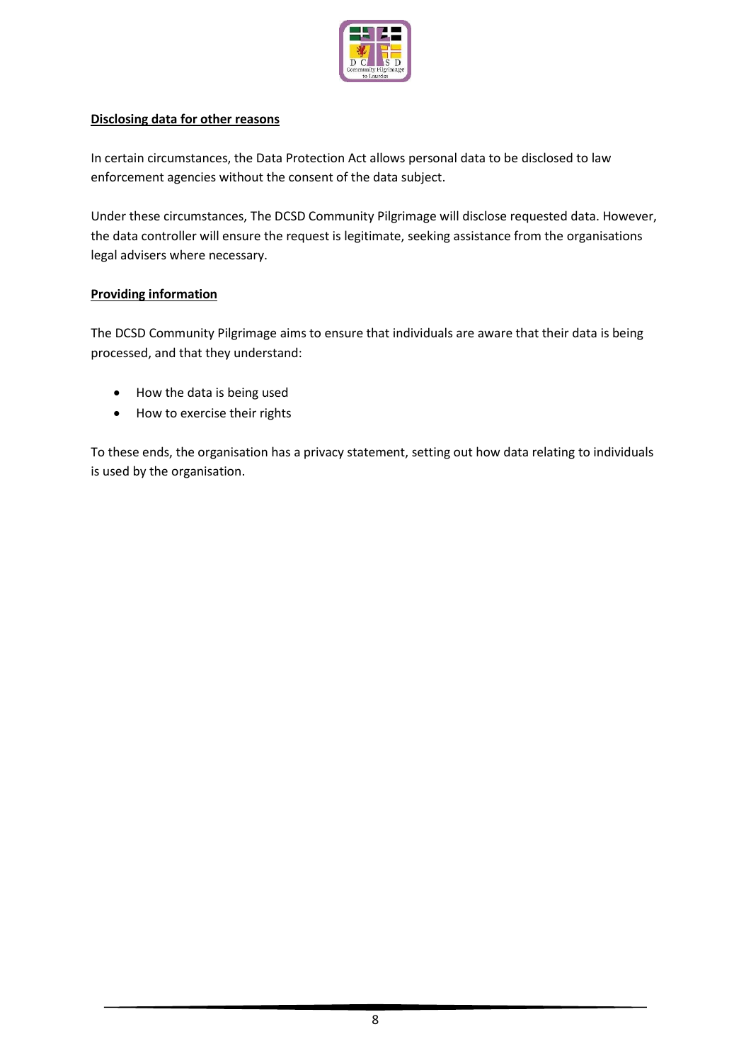**Disclosing data for other reasons**

In certain circumstances, the Data Protection Act allows personal data to be disclosed to law enforcement agencies without the consent of the data subject.

Under these circumstances, The DCSD Community Pilgrimage will disclose requested data. However, the data controller will ensure the request is legitimate, seeking assistance from the organisations legal advisers where necessary.

**Providing information**

The DCSD Community Pilgrimage aims to ensure that individuals are aware that their data is being processed, and that they understand:

- How the data is being used
- How to exercise their rights

To these ends, the organisation has a privacy statement, setting out how data relating to individuals is used by the organisation.